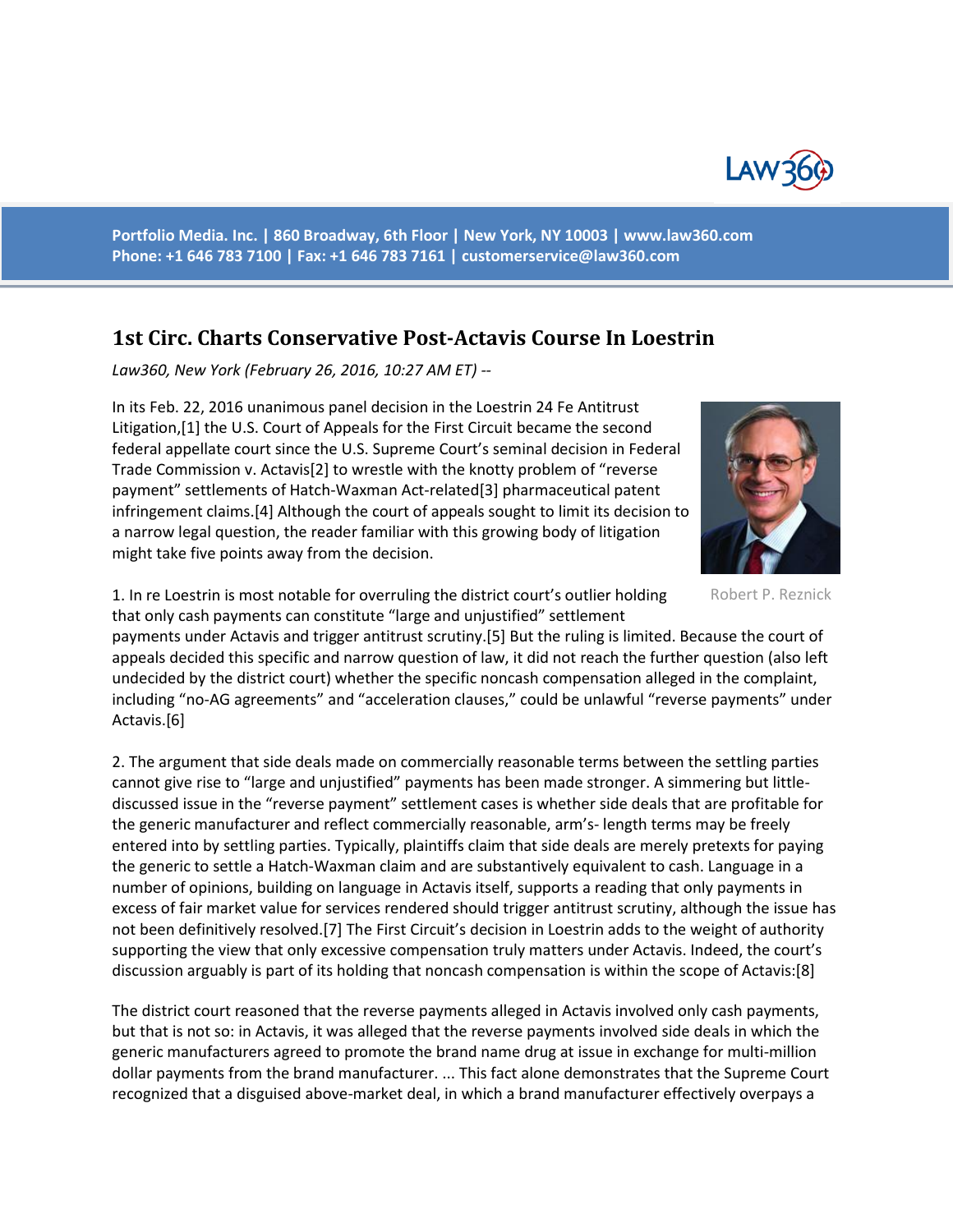Portfolio Media. Inc. | 860 Broadway, 6th Floor | New York, NY 10003 | www.law360.com
Phone: +1 646 783 7100 | Fax: +1 646 783 7161 | customerservice@law360.com

# 1st Circ. Charts Conservative Post-Actavis Course In Loestrin

*Law360, New York (February 26, 2016, 10:27 AM ET) --*

In its Feb. 22, 2016 unanimous panel decision in the Loestrin 24 Fe Antitrust Litigation,[1] the U.S. Court of Appeals for the First Circuit became the second federal appellate court since the U.S. Supreme Court's seminal decision in Federal Trade Commission v. Actavis[2] to wrestle with the knotty problem of "reverse payment" settlements of Hatch-Waxman Act-related[3] pharmaceutical patent infringement claims.[4] Although the court of appeals sought to limit its decision to a narrow legal question, the reader familiar with this growing body of litigation might take five points away from the decision.

Robert P. Reznick

1. In re Loestrin is most notable for overruling the district court's outlier holding that only cash payments can constitute "large and unjustified" settlement payments under Actavis and trigger antitrust scrutiny.[5] But the ruling is limited. Because the court of appeals decided this specific and narrow question of law, it did not reach the further question (also left undecided by the district court) whether the specific noncash compensation alleged in the complaint, including "no-AG agreements" and "acceleration clauses," could be unlawful "reverse payments" under Actavis.[6]

2. The argument that side deals made on commercially reasonable terms between the settling parties cannot give rise to "large and unjustified" payments has been made stronger. A simmering but little-discussed issue in the "reverse payment" settlement cases is whether side deals that are profitable for the generic manufacturer and reflect commercially reasonable, arm's- length terms may be freely entered into by settling parties. Typically, plaintiffs claim that side deals are merely pretexts for paying the generic to settle a Hatch-Waxman claim and are substantively equivalent to cash. Language in a number of opinions, building on language in Actavis itself, supports a reading that only payments in excess of fair market value for services rendered should trigger antitrust scrutiny, although the issue has not been definitively resolved.[7] The First Circuit's decision in Loestrin adds to the weight of authority supporting the view that only excessive compensation truly matters under Actavis. Indeed, the court's discussion arguably is part of its holding that noncash compensation is within the scope of Actavis:[8]

The district court reasoned that the reverse payments alleged in Actavis involved only cash payments, but that is not so: in Actavis, it was alleged that the reverse payments involved side deals in which the generic manufacturers agreed to promote the brand name drug at issue in exchange for multi-million dollar payments from the brand manufacturer. ... This fact alone demonstrates that the Supreme Court recognized that a disguised above-market deal, in which a brand manufacturer effectively overpays a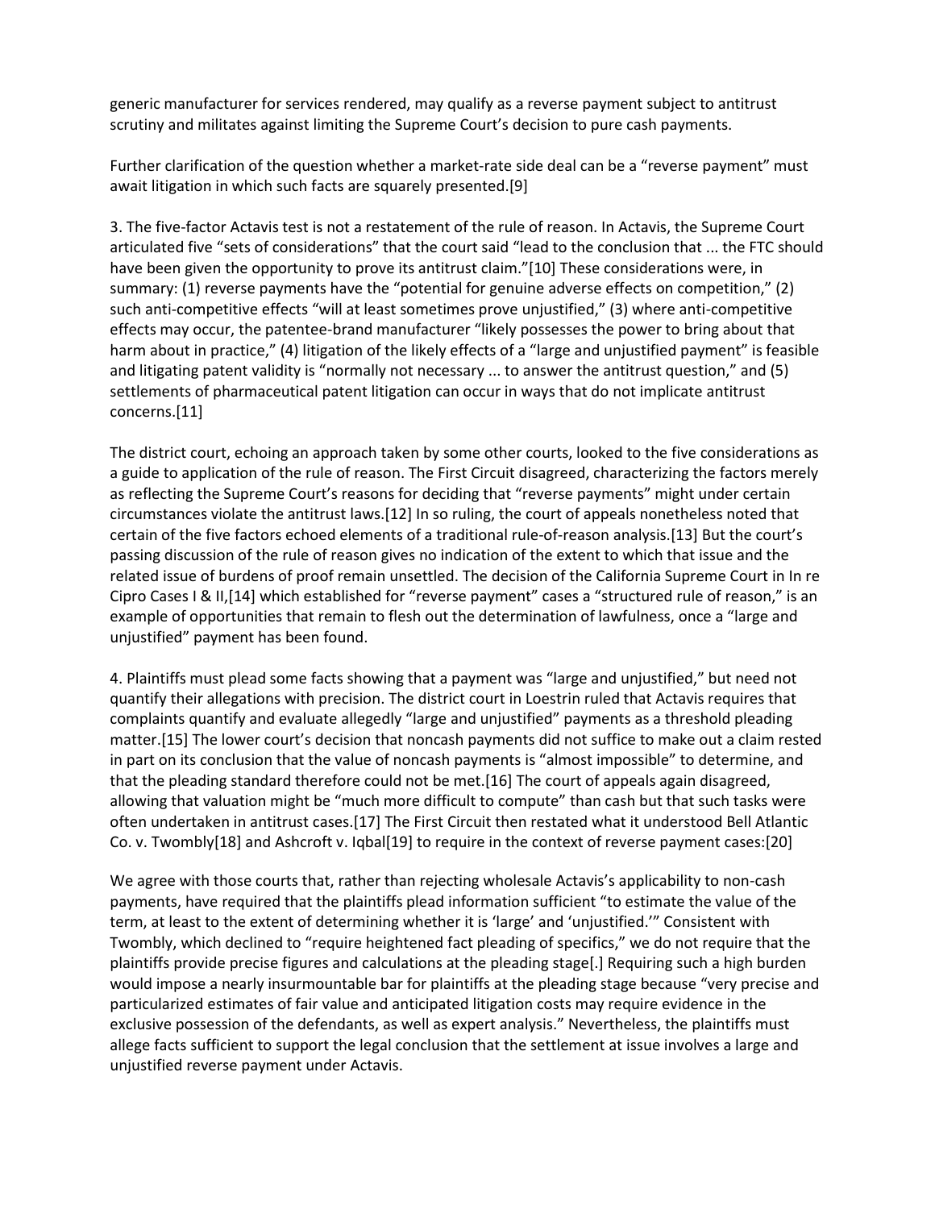generic manufacturer for services rendered, may qualify as a reverse payment subject to antitrust scrutiny and militates against limiting the Supreme Court's decision to pure cash payments.

Further clarification of the question whether a market-rate side deal can be a "reverse payment" must await litigation in which such facts are squarely presented.[9]

3. The five-factor Actavis test is not a restatement of the rule of reason. In Actavis, the Supreme Court articulated five "sets of considerations" that the court said "lead to the conclusion that ... the FTC should have been given the opportunity to prove its antitrust claim."[10] These considerations were, in summary: (1) reverse payments have the "potential for genuine adverse effects on competition," (2) such anti-competitive effects "will at least sometimes prove unjustified," (3) where anti-competitive effects may occur, the patentee-brand manufacturer "likely possesses the power to bring about that harm about in practice," (4) litigation of the likely effects of a "large and unjustified payment" is feasible and litigating patent validity is "normally not necessary ... to answer the antitrust question," and (5) settlements of pharmaceutical patent litigation can occur in ways that do not implicate antitrust concerns.[11]

The district court, echoing an approach taken by some other courts, looked to the five considerations as a guide to application of the rule of reason. The First Circuit disagreed, characterizing the factors merely as reflecting the Supreme Court's reasons for deciding that "reverse payments" might under certain circumstances violate the antitrust laws.[12] In so ruling, the court of appeals nonetheless noted that certain of the five factors echoed elements of a traditional rule-of-reason analysis.[13] But the court's passing discussion of the rule of reason gives no indication of the extent to which that issue and the related issue of burdens of proof remain unsettled. The decision of the California Supreme Court in In re Cipro Cases I & II,[14] which established for "reverse payment" cases a "structured rule of reason," is an example of opportunities that remain to flesh out the determination of lawfulness, once a "large and unjustified" payment has been found.

4. Plaintiffs must plead some facts showing that a payment was "large and unjustified," but need not quantify their allegations with precision. The district court in Loestrin ruled that Actavis requires that complaints quantify and evaluate allegedly "large and unjustified" payments as a threshold pleading matter.[15] The lower court's decision that noncash payments did not suffice to make out a claim rested in part on its conclusion that the value of noncash payments is "almost impossible" to determine, and that the pleading standard therefore could not be met.[16] The court of appeals again disagreed, allowing that valuation might be "much more difficult to compute" than cash but that such tasks were often undertaken in antitrust cases.[17] The First Circuit then restated what it understood Bell Atlantic Co. v. Twombly[18] and Ashcroft v. Iqbal[19] to require in the context of reverse payment cases:[20]

> We agree with those courts that, rather than rejecting wholesale Actavis's applicability to non-cash payments, have required that the plaintiffs plead information sufficient "to estimate the value of the term, at least to the extent of determining whether it is 'large' and 'unjustified.'" Consistent with Twombly, which declined to "require heightened fact pleading of specifics," we do not require that the plaintiffs provide precise figures and calculations at the pleading stage[.] Requiring such a high burden would impose a nearly insurmountable bar for plaintiffs at the pleading stage because "very precise and particularized estimates of fair value and anticipated litigation costs may require evidence in the exclusive possession of the defendants, as well as expert analysis." Nevertheless, the plaintiffs must allege facts sufficient to support the legal conclusion that the settlement at issue involves a large and unjustified reverse payment under Actavis.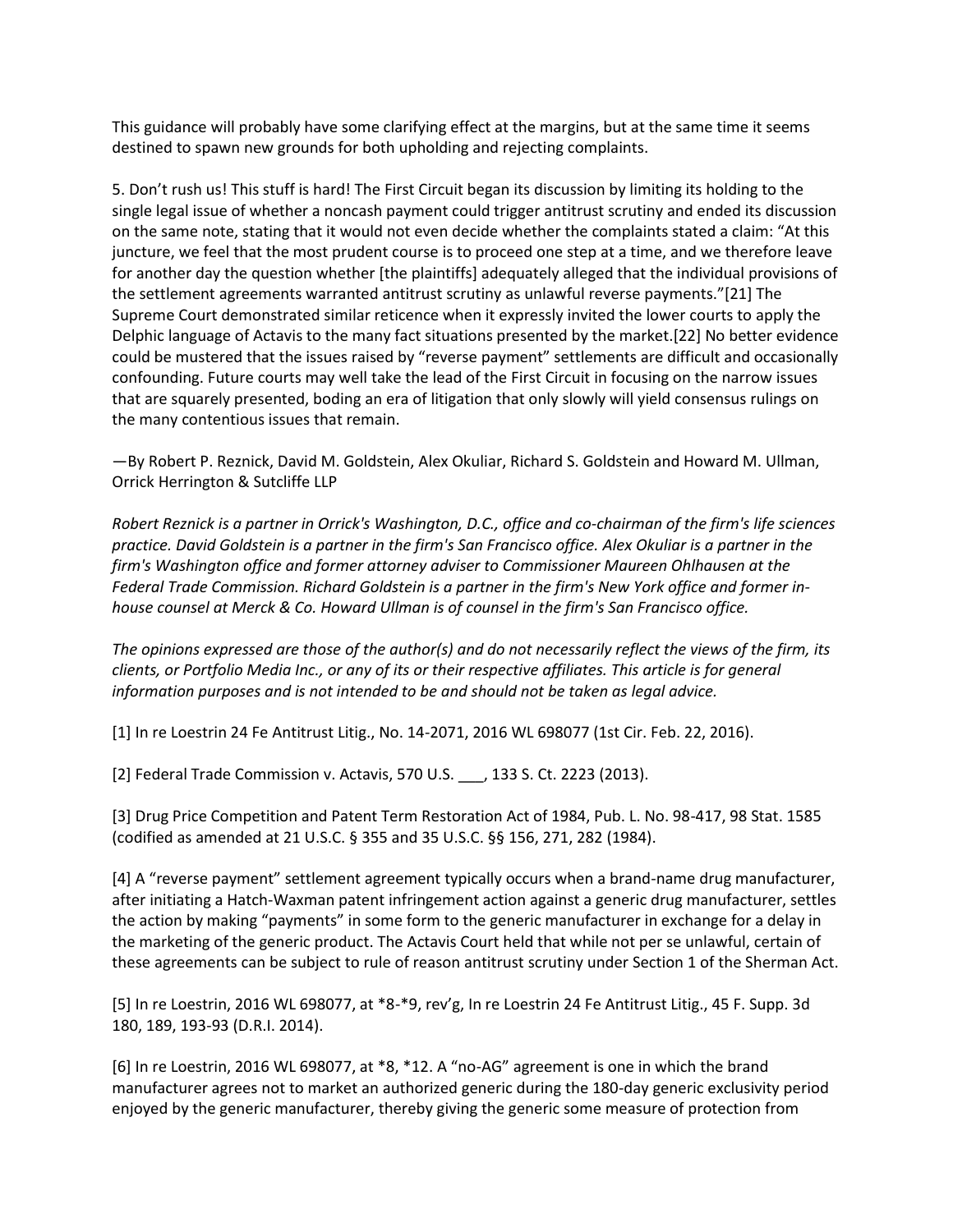This guidance will probably have some clarifying effect at the margins, but at the same time it seems destined to spawn new grounds for both upholding and rejecting complaints.

5. Don't rush us! This stuff is hard! The First Circuit began its discussion by limiting its holding to the single legal issue of whether a noncash payment could trigger antitrust scrutiny and ended its discussion on the same note, stating that it would not even decide whether the complaints stated a claim: "At this juncture, we feel that the most prudent course is to proceed one step at a time, and we therefore leave for another day the question whether [the plaintiffs] adequately alleged that the individual provisions of the settlement agreements warranted antitrust scrutiny as unlawful reverse payments."[21] The Supreme Court demonstrated similar reticence when it expressly invited the lower courts to apply the Delphic language of Actavis to the many fact situations presented by the market.[22] No better evidence could be mustered that the issues raised by "reverse payment" settlements are difficult and occasionally confounding. Future courts may well take the lead of the First Circuit in focusing on the narrow issues that are squarely presented, boding an era of litigation that only slowly will yield consensus rulings on the many contentious issues that remain.

—By Robert P. Reznick, David M. Goldstein, Alex Okuliar, Richard S. Goldstein and Howard M. Ullman, Orrick Herrington & Sutcliffe LLP

*Robert Reznick is a partner in Orrick's Washington, D.C., office and co-chairman of the firm's life sciences practice. David Goldstein is a partner in the firm's San Francisco office. Alex Okuliar is a partner in the firm's Washington office and former attorney adviser to Commissioner Maureen Ohlhausen at the Federal Trade Commission. Richard Goldstein is a partner in the firm's New York office and former in-house counsel at Merck & Co. Howard Ullman is of counsel in the firm's San Francisco office.*

*The opinions expressed are those of the author(s) and do not necessarily reflect the views of the firm, its clients, or Portfolio Media Inc., or any of its or their respective affiliates. This article is for general information purposes and is not intended to be and should not be taken as legal advice.*

[1] In re Loestrin 24 Fe Antitrust Litig., No. 14-2071, 2016 WL 698077 (1st Cir. Feb. 22, 2016).

[2] Federal Trade Commission v. Actavis, 570 U.S. ___, 133 S. Ct. 2223 (2013).

[3] Drug Price Competition and Patent Term Restoration Act of 1984, Pub. L. No. 98-417, 98 Stat. 1585 (codified as amended at 21 U.S.C. § 355 and 35 U.S.C. §§ 156, 271, 282 (1984).

[4] A "reverse payment" settlement agreement typically occurs when a brand-name drug manufacturer, after initiating a Hatch-Waxman patent infringement action against a generic drug manufacturer, settles the action by making "payments" in some form to the generic manufacturer in exchange for a delay in the marketing of the generic product. The Actavis Court held that while not per se unlawful, certain of these agreements can be subject to rule of reason antitrust scrutiny under Section 1 of the Sherman Act.

[5] In re Loestrin, 2016 WL 698077, at *8-*9, rev'g, In re Loestrin 24 Fe Antitrust Litig., 45 F. Supp. 3d 180, 189, 193-93 (D.R.I. 2014).

[6] In re Loestrin, 2016 WL 698077, at *8, *12. A "no-AG" agreement is one in which the brand manufacturer agrees not to market an authorized generic during the 180-day generic exclusivity period enjoyed by the generic manufacturer, thereby giving the generic some measure of protection from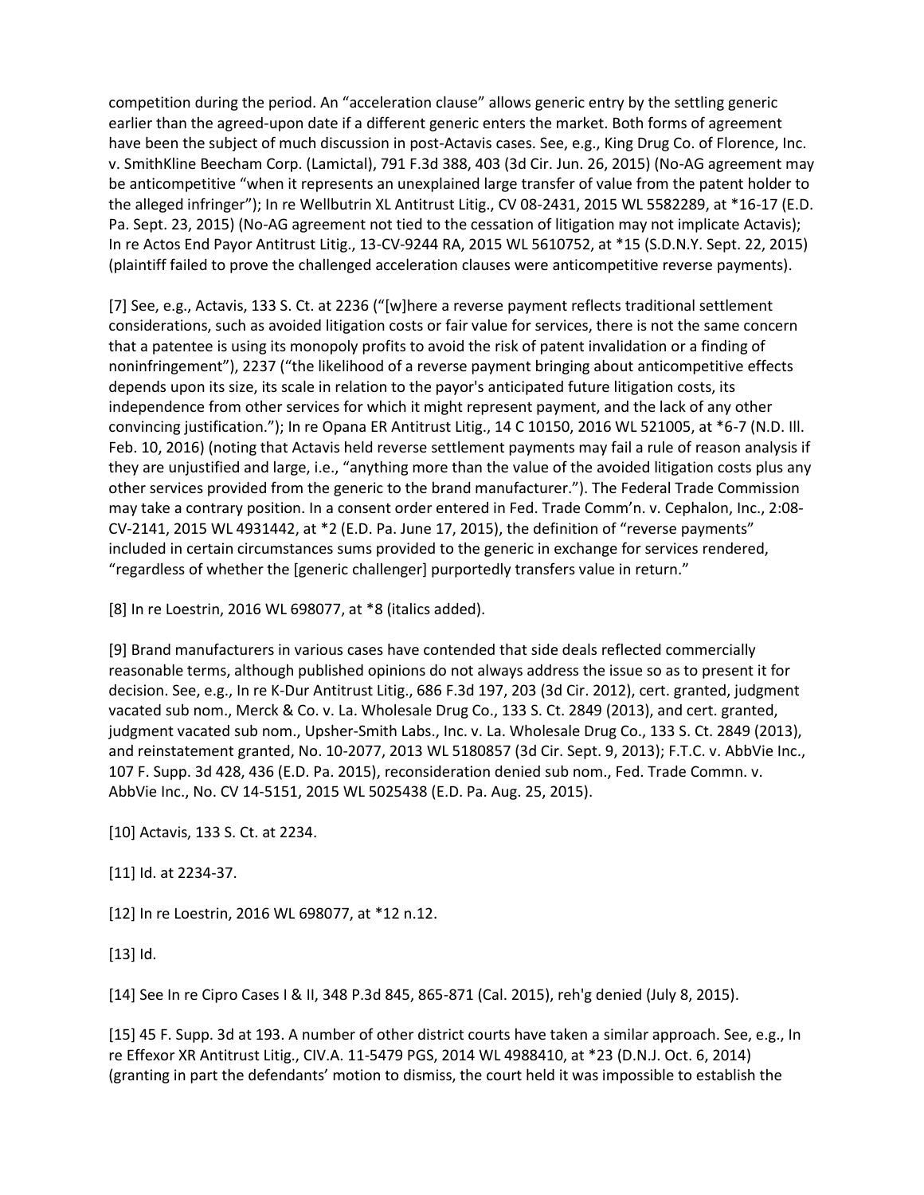competition during the period. An "acceleration clause" allows generic entry by the settling generic earlier than the agreed-upon date if a different generic enters the market. Both forms of agreement have been the subject of much discussion in post-Actavis cases. See, e.g., King Drug Co. of Florence, Inc. v. SmithKline Beecham Corp. (Lamictal), 791 F.3d 388, 403 (3d Cir. Jun. 26, 2015) (No-AG agreement may be anticompetitive "when it represents an unexplained large transfer of value from the patent holder to the alleged infringer"); In re Wellbutrin XL Antitrust Litig., CV 08-2431, 2015 WL 5582289, at *16-17 (E.D. Pa. Sept. 23, 2015) (No-AG agreement not tied to the cessation of litigation may not implicate Actavis); In re Actos End Payor Antitrust Litig., 13-CV-9244 RA, 2015 WL 5610752, at *15 (S.D.N.Y. Sept. 22, 2015) (plaintiff failed to prove the challenged acceleration clauses were anticompetitive reverse payments).

[7] See, e.g., Actavis, 133 S. Ct. at 2236 ("[w]here a reverse payment reflects traditional settlement considerations, such as avoided litigation costs or fair value for services, there is not the same concern that a patentee is using its monopoly profits to avoid the risk of patent invalidation or a finding of noninfringement"), 2237 ("the likelihood of a reverse payment bringing about anticompetitive effects depends upon its size, its scale in relation to the payor's anticipated future litigation costs, its independence from other services for which it might represent payment, and the lack of any other convincing justification."); In re Opana ER Antitrust Litig., 14 C 10150, 2016 WL 521005, at *6-7 (N.D. Ill. Feb. 10, 2016) (noting that Actavis held reverse settlement payments may fail a rule of reason analysis if they are unjustified and large, i.e., "anything more than the value of the avoided litigation costs plus any other services provided from the generic to the brand manufacturer."). The Federal Trade Commission may take a contrary position. In a consent order entered in Fed. Trade Comm'n. v. Cephalon, Inc., 2:08-CV-2141, 2015 WL 4931442, at *2 (E.D. Pa. June 17, 2015), the definition of "reverse payments" included in certain circumstances sums provided to the generic in exchange for services rendered, "regardless of whether the [generic challenger] purportedly transfers value in return."

[8] In re Loestrin, 2016 WL 698077, at *8 (italics added).

[9] Brand manufacturers in various cases have contended that side deals reflected commercially reasonable terms, although published opinions do not always address the issue so as to present it for decision. See, e.g., In re K-Dur Antitrust Litig., 686 F.3d 197, 203 (3d Cir. 2012), cert. granted, judgment vacated sub nom., Merck & Co. v. La. Wholesale Drug Co., 133 S. Ct. 2849 (2013), and cert. granted, judgment vacated sub nom., Upsher-Smith Labs., Inc. v. La. Wholesale Drug Co., 133 S. Ct. 2849 (2013), and reinstatement granted, No. 10-2077, 2013 WL 5180857 (3d Cir. Sept. 9, 2013); F.T.C. v. AbbVie Inc., 107 F. Supp. 3d 428, 436 (E.D. Pa. 2015), reconsideration denied sub nom., Fed. Trade Commn. v. AbbVie Inc., No. CV 14-5151, 2015 WL 5025438 (E.D. Pa. Aug. 25, 2015).

[10] Actavis, 133 S. Ct. at 2234.

[11] Id. at 2234-37.

[12] In re Loestrin, 2016 WL 698077, at *12 n.12.

[13] Id.

[14] See In re Cipro Cases I & II, 348 P.3d 845, 865-871 (Cal. 2015), reh'g denied (July 8, 2015).

[15] 45 F. Supp. 3d at 193. A number of other district courts have taken a similar approach. See, e.g., In re Effexor XR Antitrust Litig., CIV.A. 11-5479 PGS, 2014 WL 4988410, at *23 (D.N.J. Oct. 6, 2014) (granting in part the defendants' motion to dismiss, the court held it was impossible to establish the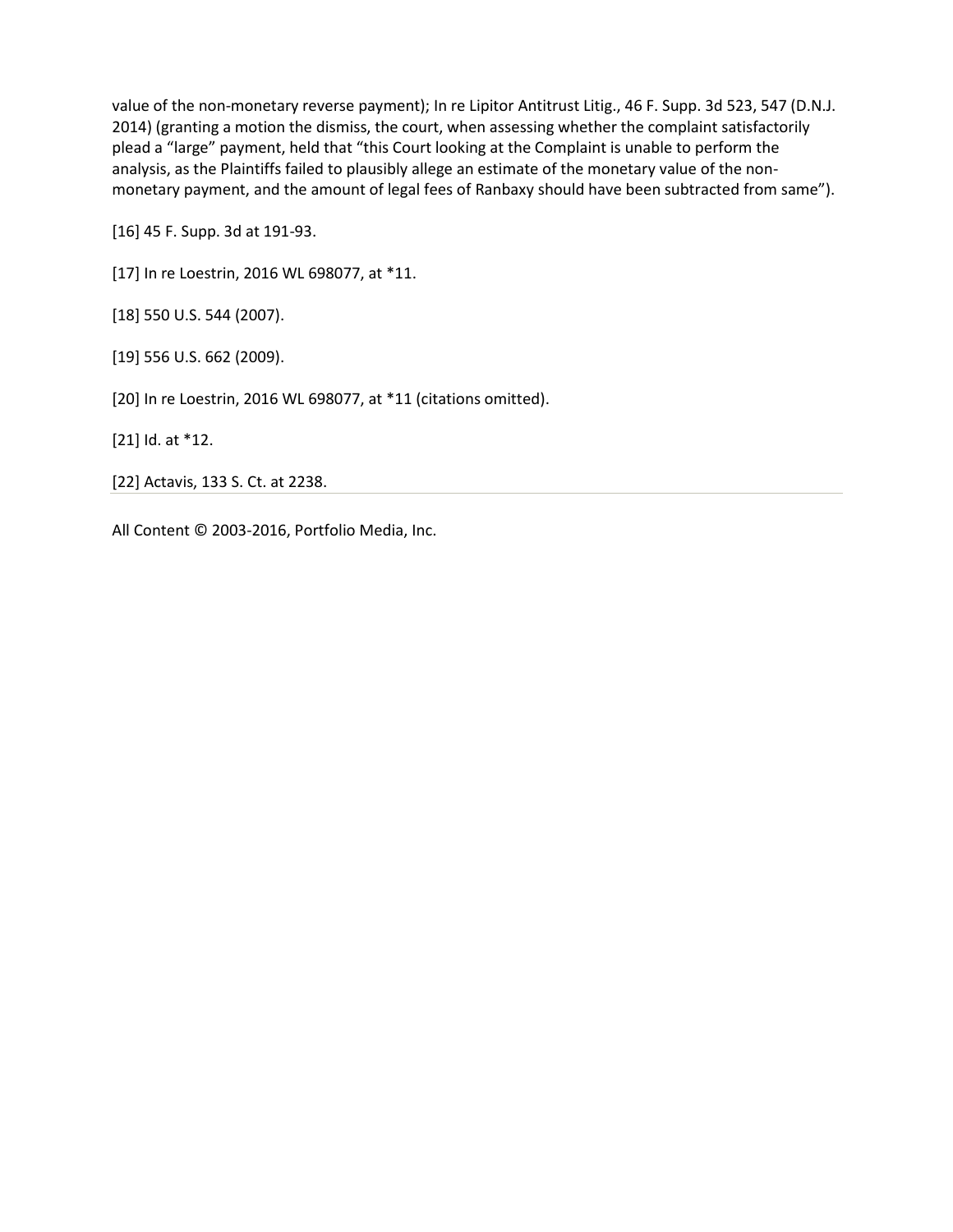value of the non-monetary reverse payment); In re Lipitor Antitrust Litig., 46 F. Supp. 3d 523, 547 (D.N.J. 2014) (granting a motion the dismiss, the court, when assessing whether the complaint satisfactorily plead a "large" payment, held that "this Court looking at the Complaint is unable to perform the analysis, as the Plaintiffs failed to plausibly allege an estimate of the monetary value of the non-monetary payment, and the amount of legal fees of Ranbaxy should have been subtracted from same").

[16] 45 F. Supp. 3d at 191-93.

[17] In re Loestrin, 2016 WL 698077, at *11.

[18] 550 U.S. 544 (2007).

[19] 556 U.S. 662 (2009).

[20] In re Loestrin, 2016 WL 698077, at *11 (citations omitted).

[21] Id. at *12.

[22] Actavis, 133 S. Ct. at 2238.

All Content © 2003-2016, Portfolio Media, Inc.